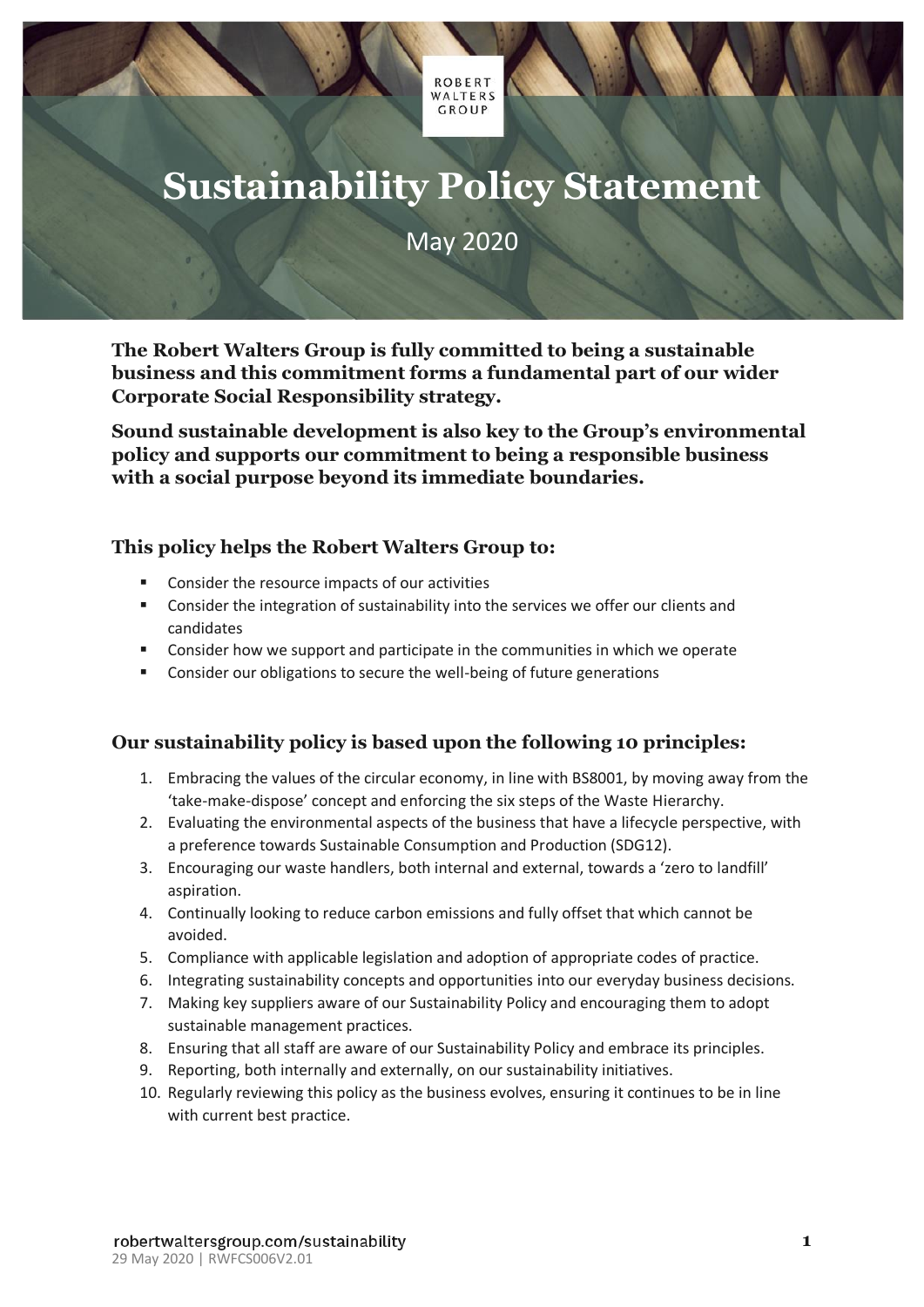ROBERT WALTERS GROUP

# Sustainability Policy Statement

May 2020

**The Robert Walters Group is fully committed to being a sustainable business and this commitment forms a fundamental part of our wider Corporate Social Responsibility strategy.**

**Sound sustainable development is also key to the Group's environmental policy and supports our commitment to being a responsible business with a social purpose beyond its immediate boundaries.**

### This policy helps the Robert Walters Group to:

- Consider the resource impacts of our activities
- Consider the integration of sustainability into the services we offer our clients and candidates
- Consider how we support and participate in the communities in which we operate
- Consider our obligations to secure the well-being of future generations

### Our sustainability policy is based upon the following 10 principles:

1. Embracing the values of the circular economy, in line with BS8001, by moving away from the 'take-make-dispose' concept and enforcing the six steps of the Waste Hierarchy.
2. Evaluating the environmental aspects of the business that have a lifecycle perspective, with a preference towards Sustainable Consumption and Production (SDG12).
3. Encouraging our waste handlers, both internal and external, towards a 'zero to landfill' aspiration.
4. Continually looking to reduce carbon emissions and fully offset that which cannot be avoided.
5. Compliance with applicable legislation and adoption of appropriate codes of practice.
6. Integrating sustainability concepts and opportunities into our everyday business decisions.
7. Making key suppliers aware of our Sustainability Policy and encouraging them to adopt sustainable management practices.
8. Ensuring that all staff are aware of our Sustainability Policy and embrace its principles.
9. Reporting, both internally and externally, on our sustainability initiatives.
10. Regularly reviewing this policy as the business evolves, ensuring it continues to be in line with current best practice.

robertwaltersgroup.com/sustainability
29 May 2020 | RWFCS006V2.01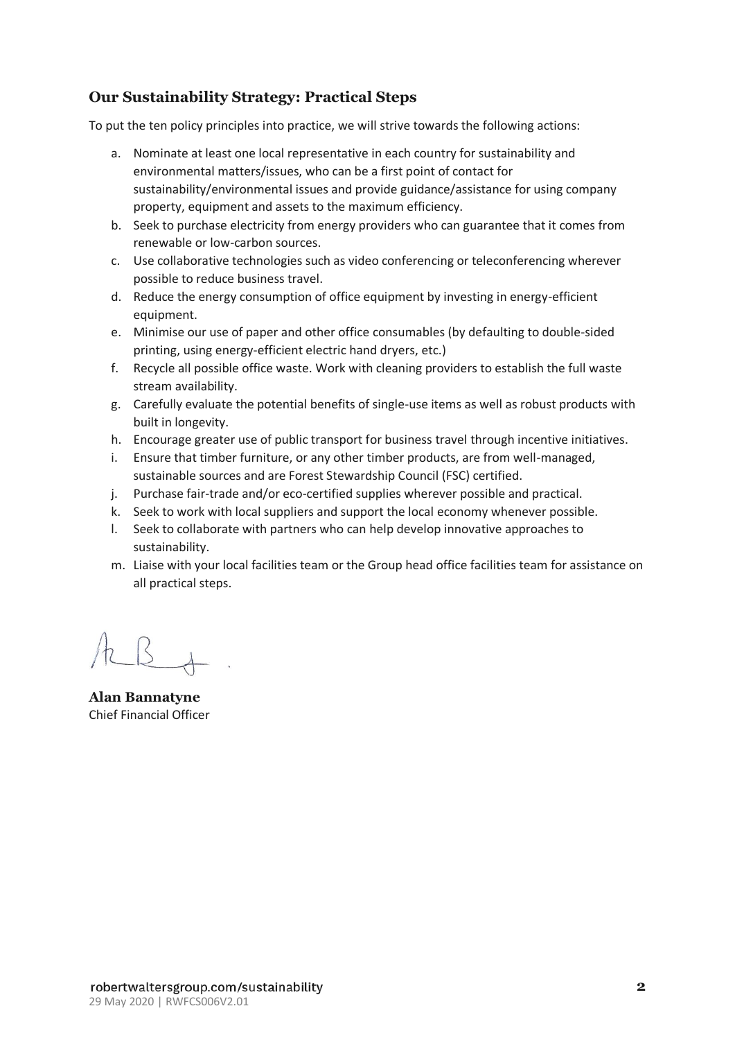## Our Sustainability Strategy: Practical Steps

To put the ten policy principles into practice, we will strive towards the following actions:

a. Nominate at least one local representative in each country for sustainability and environmental matters/issues, who can be a first point of contact for sustainability/environmental issues and provide guidance/assistance for using company property, equipment and assets to the maximum efficiency.
b. Seek to purchase electricity from energy providers who can guarantee that it comes from renewable or low-carbon sources.
c. Use collaborative technologies such as video conferencing or teleconferencing wherever possible to reduce business travel.
d. Reduce the energy consumption of office equipment by investing in energy-efficient equipment.
e. Minimise our use of paper and other office consumables (by defaulting to double-sided printing, using energy-efficient electric hand dryers, etc.)
f. Recycle all possible office waste. Work with cleaning providers to establish the full waste stream availability.
g. Carefully evaluate the potential benefits of single-use items as well as robust products with built in longevity.
h. Encourage greater use of public transport for business travel through incentive initiatives.
i. Ensure that timber furniture, or any other timber products, are from well-managed, sustainable sources and are Forest Stewardship Council (FSC) certified.
j. Purchase fair-trade and/or eco-certified supplies wherever possible and practical.
k. Seek to work with local suppliers and support the local economy whenever possible.
l. Seek to collaborate with partners who can help develop innovative approaches to sustainability.
m. Liaise with your local facilities team or the Group head office facilities team for assistance on all practical steps.

**Alan Bannatyne**
Chief Financial Officer

robertwaltersgroup.com/sustainability
29 May 2020 | RWFCS006V2.01